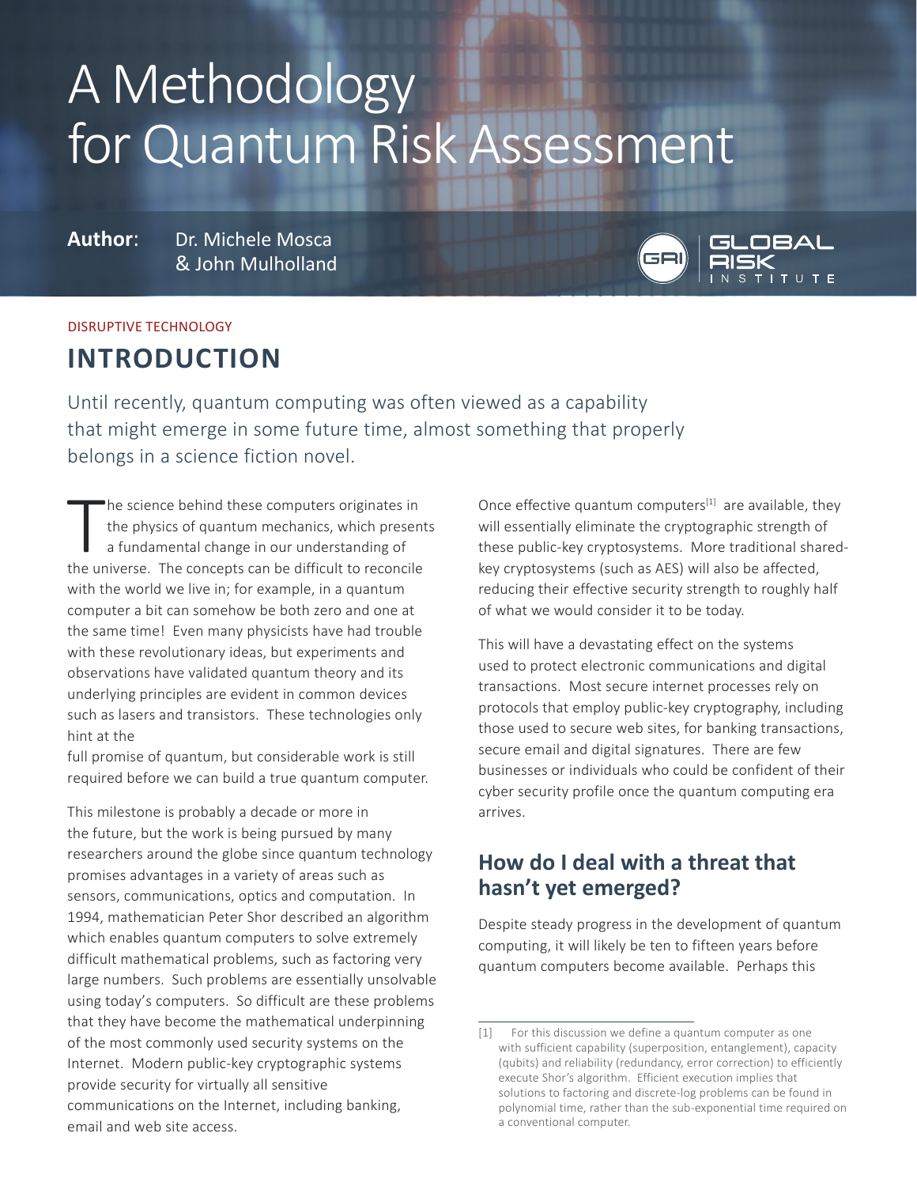# A Methodology for Quantum Risk Assessment

**Author**: Dr. Michele Mosca & John Mulholland

GLOBAL RISK INSTITUTE

DISRUPTIVE TECHNOLOGY

## INTRODUCTION

Until recently, quantum computing was often viewed as a capability that might emerge in some future time, almost something that properly belongs in a science fiction novel.

The science behind these computers originates in the physics of quantum mechanics, which presents a fundamental change in our understanding of the universe. The concepts can be difficult to reconcile with the world we live in; for example, in a quantum computer a bit can somehow be both zero and one at the same time! Even many physicists have had trouble with these revolutionary ideas, but experiments and observations have validated quantum theory and its underlying principles are evident in common devices such as lasers and transistors. These technologies only hint at the full promise of quantum, but considerable work is still required before we can build a true quantum computer.

This milestone is probably a decade or more in the future, but the work is being pursued by many researchers around the globe since quantum technology promises advantages in a variety of areas such as sensors, communications, optics and computation. In 1994, mathematician Peter Shor described an algorithm which enables quantum computers to solve extremely difficult mathematical problems, such as factoring very large numbers. Such problems are essentially unsolvable using today's computers. So difficult are these problems that they have become the mathematical underpinning of the most commonly used security systems on the Internet. Modern public-key cryptographic systems provide security for virtually all sensitive communications on the Internet, including banking, email and web site access.

Once effective quantum computers[1] are available, they will essentially eliminate the cryptographic strength of these public-key cryptosystems. More traditional shared-key cryptosystems (such as AES) will also be affected, reducing their effective security strength to roughly half of what we would consider it to be today.

This will have a devastating effect on the systems used to protect electronic communications and digital transactions. Most secure internet processes rely on protocols that employ public-key cryptography, including those used to secure web sites, for banking transactions, secure email and digital signatures. There are few businesses or individuals who could be confident of their cyber security profile once the quantum computing era arrives.

### How do I deal with a threat that hasn't yet emerged?

Despite steady progress in the development of quantum computing, it will likely be ten to fifteen years before quantum computers become available. Perhaps this

[1] For this discussion we define a quantum computer as one with sufficient capability (superposition, entanglement), capacity (qubits) and reliability (redundancy, error correction) to efficiently execute Shor's algorithm. Efficient execution implies that solutions to factoring and discrete-log problems can be found in polynomial time, rather than the sub-exponential time required on a conventional computer.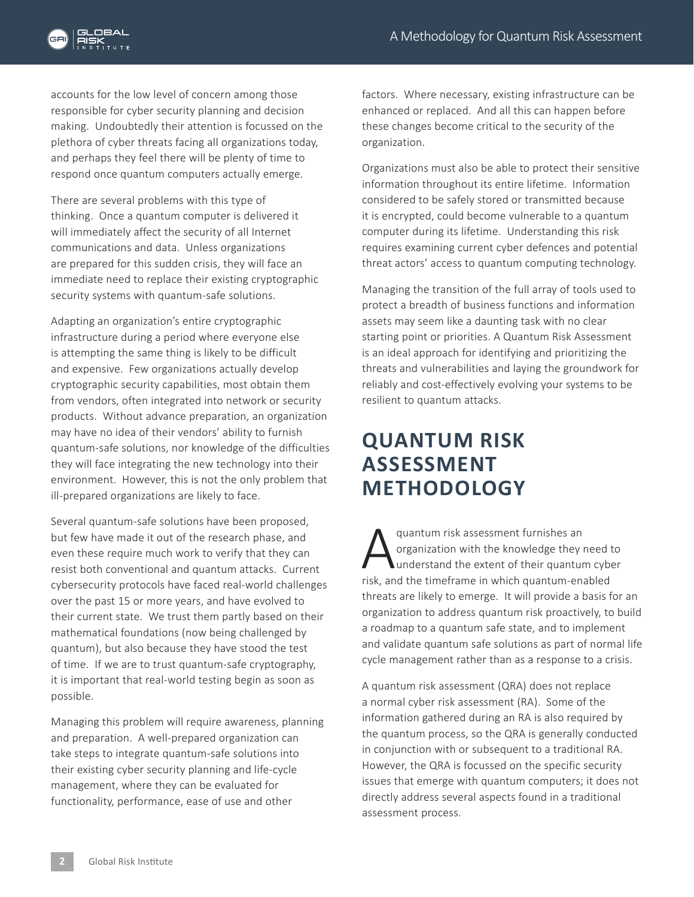accounts for the low level of concern among those responsible for cyber security planning and decision making. Undoubtedly their attention is focussed on the plethora of cyber threats facing all organizations today, and perhaps they feel there will be plenty of time to respond once quantum computers actually emerge.

There are several problems with this type of thinking. Once a quantum computer is delivered it will immediately affect the security of all Internet communications and data. Unless organizations are prepared for this sudden crisis, they will face an immediate need to replace their existing cryptographic security systems with quantum-safe solutions.

Adapting an organization's entire cryptographic infrastructure during a period where everyone else is attempting the same thing is likely to be difficult and expensive. Few organizations actually develop cryptographic security capabilities, most obtain them from vendors, often integrated into network or security products. Without advance preparation, an organization may have no idea of their vendors' ability to furnish quantum-safe solutions, nor knowledge of the difficulties they will face integrating the new technology into their environment. However, this is not the only problem that ill-prepared organizations are likely to face.

Several quantum-safe solutions have been proposed, but few have made it out of the research phase, and even these require much work to verify that they can resist both conventional and quantum attacks. Current cybersecurity protocols have faced real-world challenges over the past 15 or more years, and have evolved to their current state. We trust them partly based on their mathematical foundations (now being challenged by quantum), but also because they have stood the test of time. If we are to trust quantum-safe cryptography, it is important that real-world testing begin as soon as possible.

Managing this problem will require awareness, planning and preparation. A well-prepared organization can take steps to integrate quantum-safe solutions into their existing cyber security planning and life-cycle management, where they can be evaluated for functionality, performance, ease of use and other factors. Where necessary, existing infrastructure can be enhanced or replaced. And all this can happen before these changes become critical to the security of the organization.

Organizations must also be able to protect their sensitive information throughout its entire lifetime. Information considered to be safely stored or transmitted because it is encrypted, could become vulnerable to a quantum computer during its lifetime. Understanding this risk requires examining current cyber defences and potential threat actors' access to quantum computing technology.

Managing the transition of the full array of tools used to protect a breadth of business functions and information assets may seem like a daunting task with no clear starting point or priorities. A Quantum Risk Assessment is an ideal approach for identifying and prioritizing the threats and vulnerabilities and laying the groundwork for reliably and cost-effectively evolving your systems to be resilient to quantum attacks.

# QUANTUM RISK ASSESSMENT METHODOLOGY

A quantum risk assessment furnishes an organization with the knowledge they need to understand the extent of their quantum cyber risk, and the timeframe in which quantum-enabled threats are likely to emerge. It will provide a basis for an organization to address quantum risk proactively, to build a roadmap to a quantum safe state, and to implement and validate quantum safe solutions as part of normal life cycle management rather than as a response to a crisis.

A quantum risk assessment (QRA) does not replace a normal cyber risk assessment (RA). Some of the information gathered during an RA is also required by the quantum process, so the QRA is generally conducted in conjunction with or subsequent to a traditional RA. However, the QRA is focussed on the specific security issues that emerge with quantum computers; it does not directly address several aspects found in a traditional assessment process.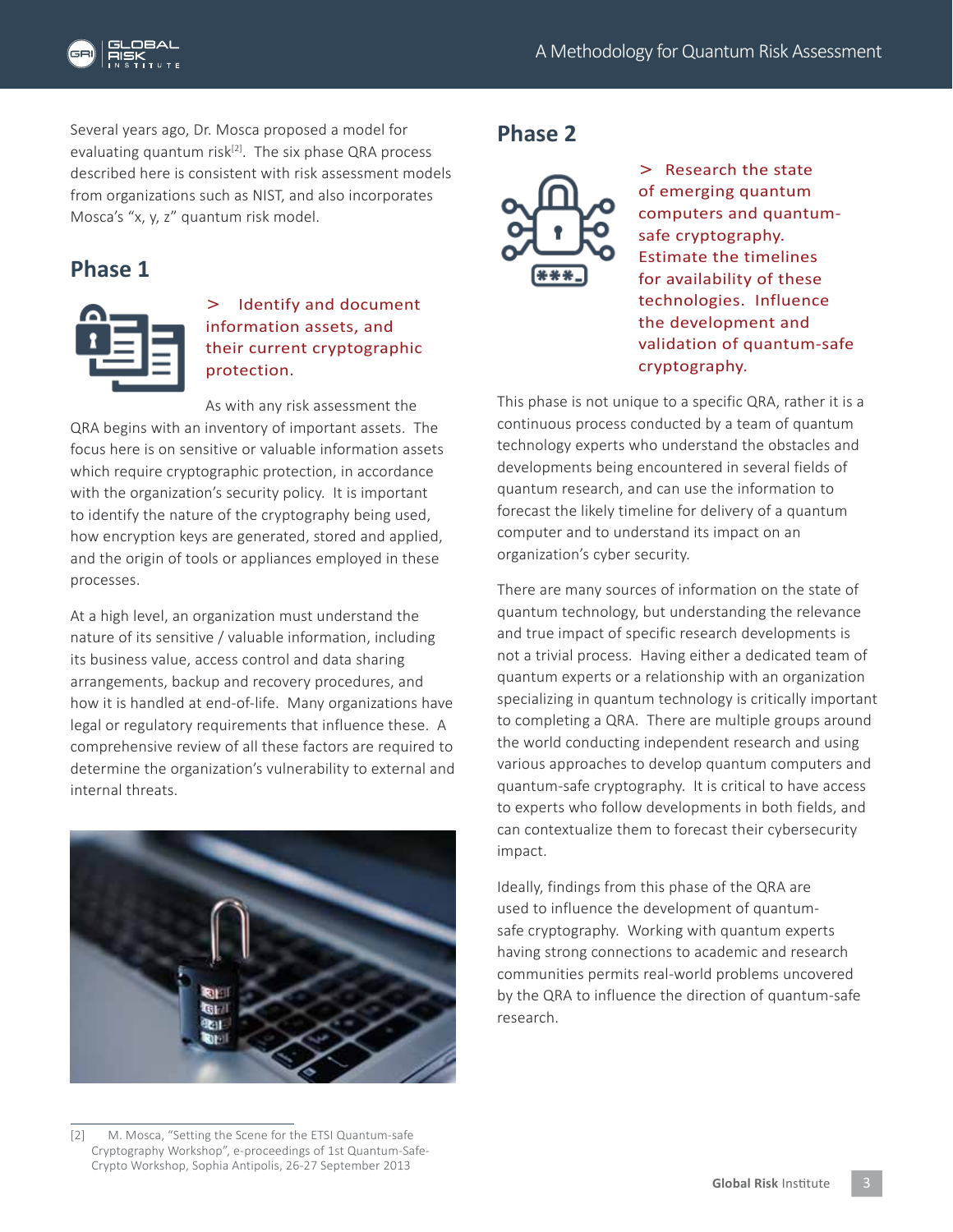Several years ago, Dr. Mosca proposed a model for evaluating quantum risk[2]. The six phase QRA process described here is consistent with risk assessment models from organizations such as NIST, and also incorporates Mosca's "x, y, z" quantum risk model.

## Phase 1

> Identify and document information assets, and their current cryptographic protection.

As with any risk assessment the QRA begins with an inventory of important assets. The focus here is on sensitive or valuable information assets which require cryptographic protection, in accordance with the organization's security policy. It is important to identify the nature of the cryptography being used, how encryption keys are generated, stored and applied, and the origin of tools or appliances employed in these processes.

At a high level, an organization must understand the nature of its sensitive / valuable information, including its business value, access control and data sharing arrangements, backup and recovery procedures, and how it is handled at end-of-life. Many organizations have legal or regulatory requirements that influence these. A comprehensive review of all these factors are required to determine the organization's vulnerability to external and internal threats.

## Phase 2

> Research the state of emerging quantum computers and quantum-safe cryptography. Estimate the timelines for availability of these technologies. Influence the development and validation of quantum-safe cryptography.

This phase is not unique to a specific QRA, rather it is a continuous process conducted by a team of quantum technology experts who understand the obstacles and developments being encountered in several fields of quantum research, and can use the information to forecast the likely timeline for delivery of a quantum computer and to understand its impact on an organization's cyber security.

There are many sources of information on the state of quantum technology, but understanding the relevance and true impact of specific research developments is not a trivial process. Having either a dedicated team of quantum experts or a relationship with an organization specializing in quantum technology is critically important to completing a QRA. There are multiple groups around the world conducting independent research and using various approaches to develop quantum computers and quantum-safe cryptography. It is critical to have access to experts who follow developments in both fields, and can contextualize them to forecast their cybersecurity impact.

Ideally, findings from this phase of the QRA are used to influence the development of quantum-safe cryptography. Working with quantum experts having strong connections to academic and research communities permits real-world problems uncovered by the QRA to influence the direction of quantum-safe research.

[2] M. Mosca, "Setting the Scene for the ETSI Quantum-safe Cryptography Workshop", e-proceedings of 1st Quantum-Safe-Crypto Workshop, Sophia Antipolis, 26-27 September 2013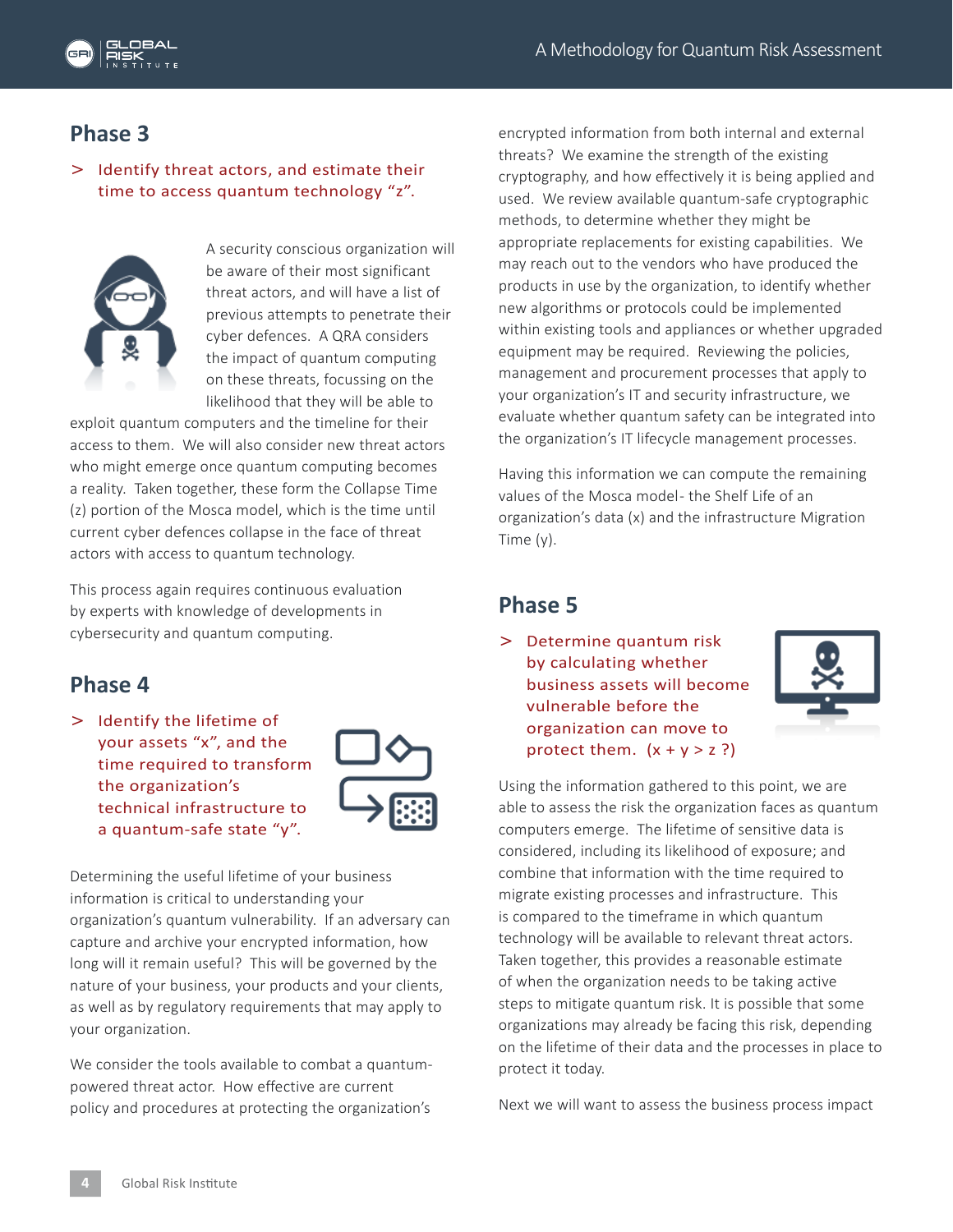## Phase 3

> Identify threat actors, and estimate their time to access quantum technology "z".

A security conscious organization will be aware of their most significant threat actors, and will have a list of previous attempts to penetrate their cyber defences. A QRA considers the impact of quantum computing on these threats, focussing on the likelihood that they will be able to exploit quantum computers and the timeline for their access to them. We will also consider new threat actors who might emerge once quantum computing becomes a reality. Taken together, these form the Collapse Time (z) portion of the Mosca model, which is the time until current cyber defences collapse in the face of threat actors with access to quantum technology.

This process again requires continuous evaluation by experts with knowledge of developments in cybersecurity and quantum computing.

## Phase 4

> Identify the lifetime of your assets "x", and the time required to transform the organization's technical infrastructure to a quantum-safe state "y".

Determining the useful lifetime of your business information is critical to understanding your organization's quantum vulnerability. If an adversary can capture and archive your encrypted information, how long will it remain useful? This will be governed by the nature of your business, your products and your clients, as well as by regulatory requirements that may apply to your organization.

We consider the tools available to combat a quantum-powered threat actor. How effective are current policy and procedures at protecting the organization's encrypted information from both internal and external threats? We examine the strength of the existing cryptography, and how effectively it is being applied and used. We review available quantum-safe cryptographic methods, to determine whether they might be appropriate replacements for existing capabilities. We may reach out to the vendors who have produced the products in use by the organization, to identify whether new algorithms or protocols could be implemented within existing tools and appliances or whether upgraded equipment may be required. Reviewing the policies, management and procurement processes that apply to your organization's IT and security infrastructure, we evaluate whether quantum safety can be integrated into the organization's IT lifecycle management processes.

Having this information we can compute the remaining values of the Mosca model- the Shelf Life of an organization's data (x) and the infrastructure Migration Time (y).

## Phase 5

> Determine quantum risk by calculating whether business assets will become vulnerable before the organization can move to protect them. ($x + y > z$ ?)

Using the information gathered to this point, we are able to assess the risk the organization faces as quantum computers emerge. The lifetime of sensitive data is considered, including its likelihood of exposure; and combine that information with the time required to migrate existing processes and infrastructure. This is compared to the timeframe in which quantum technology will be available to relevant threat actors. Taken together, this provides a reasonable estimate of when the organization needs to be taking active steps to mitigate quantum risk. It is possible that some organizations may already be facing this risk, depending on the lifetime of their data and the processes in place to protect it today.

Next we will want to assess the business process impact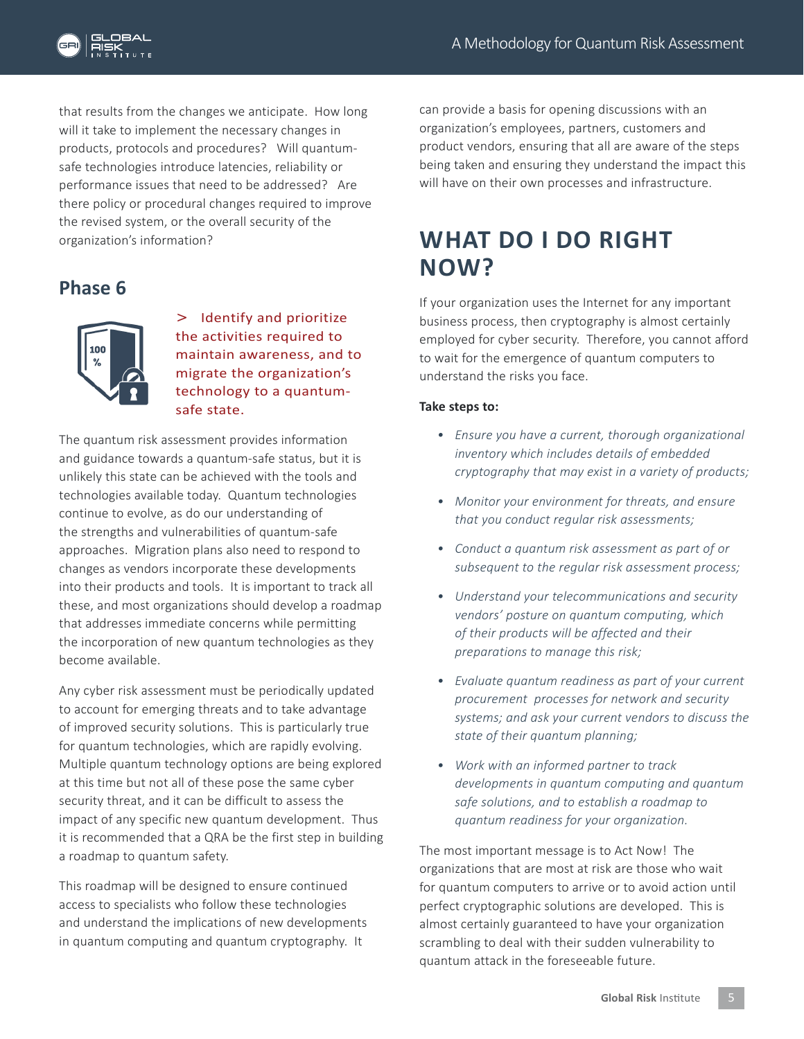that results from the changes we anticipate. How long will it take to implement the necessary changes in products, protocols and procedures? Will quantum-safe technologies introduce latencies, reliability or performance issues that need to be addressed? Are there policy or procedural changes required to improve the revised system, or the overall security of the organization's information?

## Phase 6

> Identify and prioritize the activities required to maintain awareness, and to migrate the organization's technology to a quantum-safe state.

The quantum risk assessment provides information and guidance towards a quantum-safe status, but it is unlikely this state can be achieved with the tools and technologies available today. Quantum technologies continue to evolve, as do our understanding of the strengths and vulnerabilities of quantum-safe approaches. Migration plans also need to respond to changes as vendors incorporate these developments into their products and tools. It is important to track all these, and most organizations should develop a roadmap that addresses immediate concerns while permitting the incorporation of new quantum technologies as they become available.

Any cyber risk assessment must be periodically updated to account for emerging threats and to take advantage of improved security solutions. This is particularly true for quantum technologies, which are rapidly evolving. Multiple quantum technology options are being explored at this time but not all of these pose the same cyber security threat, and it can be difficult to assess the impact of any specific new quantum development. Thus it is recommended that a QRA be the first step in building a roadmap to quantum safety.

This roadmap will be designed to ensure continued access to specialists who follow these technologies and understand the implications of new developments in quantum computing and quantum cryptography. It can provide a basis for opening discussions with an organization's employees, partners, customers and product vendors, ensuring that all are aware of the steps being taken and ensuring they understand the impact this will have on their own processes and infrastructure.

# WHAT DO I DO RIGHT NOW?

If your organization uses the Internet for any important business process, then cryptography is almost certainly employed for cyber security. Therefore, you cannot afford to wait for the emergence of quantum computers to understand the risks you face.

**Take steps to:**

- *Ensure you have a current, thorough organizational inventory which includes details of embedded cryptography that may exist in a variety of products;*
- *Monitor your environment for threats, and ensure that you conduct regular risk assessments;*
- *Conduct a quantum risk assessment as part of or subsequent to the regular risk assessment process;*
- *Understand your telecommunications and security vendors' posture on quantum computing, which of their products will be affected and their preparations to manage this risk;*
- *Evaluate quantum readiness as part of your current procurement processes for network and security systems; and ask your current vendors to discuss the state of their quantum planning;*
- *Work with an informed partner to track developments in quantum computing and quantum safe solutions, and to establish a roadmap to quantum readiness for your organization.*

The most important message is to Act Now! The organizations that are most at risk are those who wait for quantum computers to arrive or to avoid action until perfect cryptographic solutions are developed. This is almost certainly guaranteed to have your organization scrambling to deal with their sudden vulnerability to quantum attack in the foreseeable future.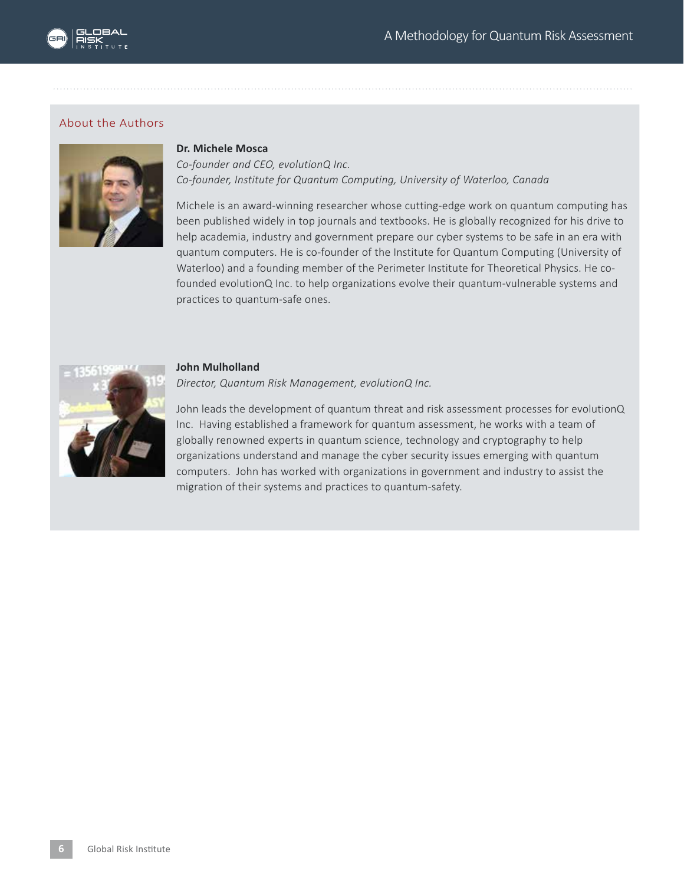## About the Authors

**Dr. Michele Mosca**

*Co-founder and CEO, evolutionQ Inc.*

*Co-founder, Institute for Quantum Computing, University of Waterloo, Canada*

Michele is an award-winning researcher whose cutting-edge work on quantum computing has been published widely in top journals and textbooks. He is globally recognized for his drive to help academia, industry and government prepare our cyber systems to be safe in an era with quantum computers. He is co-founder of the Institute for Quantum Computing (University of Waterloo) and a founding member of the Perimeter Institute for Theoretical Physics. He co-founded evolutionQ Inc. to help organizations evolve their quantum-vulnerable systems and practices to quantum-safe ones.

**John Mulholland**

*Director, Quantum Risk Management, evolutionQ Inc.*

John leads the development of quantum threat and risk assessment processes for evolutionQ Inc. Having established a framework for quantum assessment, he works with a team of globally renowned experts in quantum science, technology and cryptography to help organizations understand and manage the cyber security issues emerging with quantum computers. John has worked with organizations in government and industry to assist the migration of their systems and practices to quantum-safety.